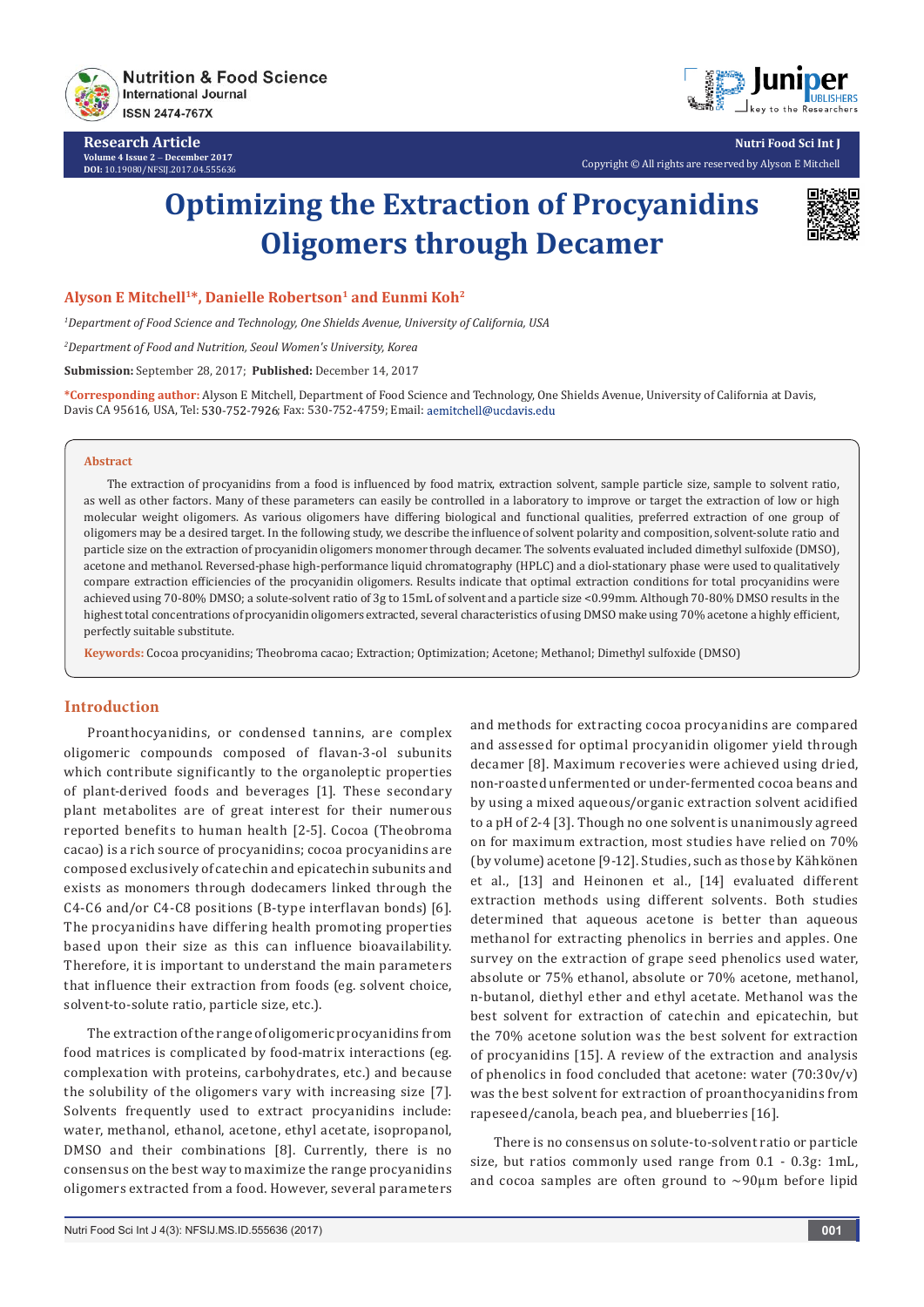Research Article

Volume 4 Issue 2 – December 2017

DOI: 10.19080/NFSIJ.2017.04.555636

Copyright © All rights are reserved by Alyson E Mitchell

# Optimizing the Extraction of Procyanidins Oligomers through Decamer

**Alyson E Mitchell[1]*, Danielle Robertson[1] and Eunmi Koh[2]**

*[1]Department of Food Science and Technology, One Shields Avenue, University of California, USA*

*[2]Department of Food and Nutrition, Seoul Women's University, Korea*

**Submission:** September 28, 2017; **Published:** December 14, 2017

***Corresponding author:** Alyson E Mitchell, Department of Food Science and Technology, One Shields Avenue, University of California at Davis, Davis CA 95616, USA, Tel: 530-752-7926; Fax: 530-752-4759; Email: aemitchell@ucdavis.edu

## Abstract

The extraction of procyanidins from a food is influenced by food matrix, extraction solvent, sample particle size, sample to solvent ratio, as well as other factors. Many of these parameters can easily be controlled in a laboratory to improve or target the extraction of low or high molecular weight oligomers. As various oligomers have differing biological and functional qualities, preferred extraction of one group of oligomers may be a desired target. In the following study, we describe the influence of solvent polarity and composition, solvent-solute ratio and particle size on the extraction of procyanidin oligomers monomer through decamer. The solvents evaluated included dimethyl sulfoxide (DMSO), acetone and methanol. Reversed-phase high-performance liquid chromatography (HPLC) and a diol-stationary phase were used to qualitatively compare extraction efficiencies of the procyanidin oligomers. Results indicate that optimal extraction conditions for total procyanidins were achieved using 70-80% DMSO; a solute-solvent ratio of 3g to 15mL of solvent and a particle size <0.99mm. Although 70-80% DMSO results in the highest total concentrations of procyanidin oligomers extracted, several characteristics of using DMSO make using 70% acetone a highly efficient, perfectly suitable substitute.

**Keywords:** Cocoa procyanidins; Theobroma cacao; Extraction; Optimization; Acetone; Methanol; Dimethyl sulfoxide (DMSO)

## Introduction

Proanthocyanidins, or condensed tannins, are complex oligomeric compounds composed of flavan-3-ol subunits which contribute significantly to the organoleptic properties of plant-derived foods and beverages [1]. These secondary plant metabolites are of great interest for their numerous reported benefits to human health [2-5]. Cocoa (Theobroma cacao) is a rich source of procyanidins; cocoa procyanidins are composed exclusively of catechin and epicatechin subunits and exists as monomers through dodecamers linked through the C4-C6 and/or C4-C8 positions (B-type interflavan bonds) [6]. The procyanidins have differing health promoting properties based upon their size as this can influence bioavailability. Therefore, it is important to understand the main parameters that influence their extraction from foods (eg. solvent choice, solvent-to-solute ratio, particle size, etc.).

The extraction of the range of oligomeric procyanidins from food matrices is complicated by food-matrix interactions (eg. complexation with proteins, carbohydrates, etc.) and because the solubility of the oligomers vary with increasing size [7]. Solvents frequently used to extract procyanidins include: water, methanol, ethanol, acetone, ethyl acetate, isopropanol, DMSO and their combinations [8]. Currently, there is no consensus on the best way to maximize the range procyanidins oligomers extracted from a food. However, several parameters and methods for extracting cocoa procyanidins are compared and assessed for optimal procyanidin oligomer yield through decamer [8]. Maximum recoveries were achieved using dried, non-roasted unfermented or under-fermented cocoa beans and by using a mixed aqueous/organic extraction solvent acidified to a pH of 2-4 [3]. Though no one solvent is unanimously agreed on for maximum extraction, most studies have relied on 70% (by volume) acetone [9-12]. Studies, such as those by Kähkönen et al., [13] and Heinonen et al., [14] evaluated different extraction methods using different solvents. Both studies determined that aqueous acetone is better than aqueous methanol for extracting phenolics in berries and apples. One survey on the extraction of grape seed phenolics used water, absolute or 75% ethanol, absolute or 70% acetone, methanol, n-butanol, diethyl ether and ethyl acetate. Methanol was the best solvent for extraction of catechin and epicatechin, but the 70% acetone solution was the best solvent for extraction of procyanidins [15]. A review of the extraction and analysis of phenolics in food concluded that acetone: water (70:30v/v) was the best solvent for extraction of proanthocyanidins from rapeseed/canola, beach pea, and blueberries [16].

There is no consensus on solute-to-solvent ratio or particle size, but ratios commonly used range from 0.1 - 0.3g: 1mL, and cocoa samples are often ground to ~90μm before lipid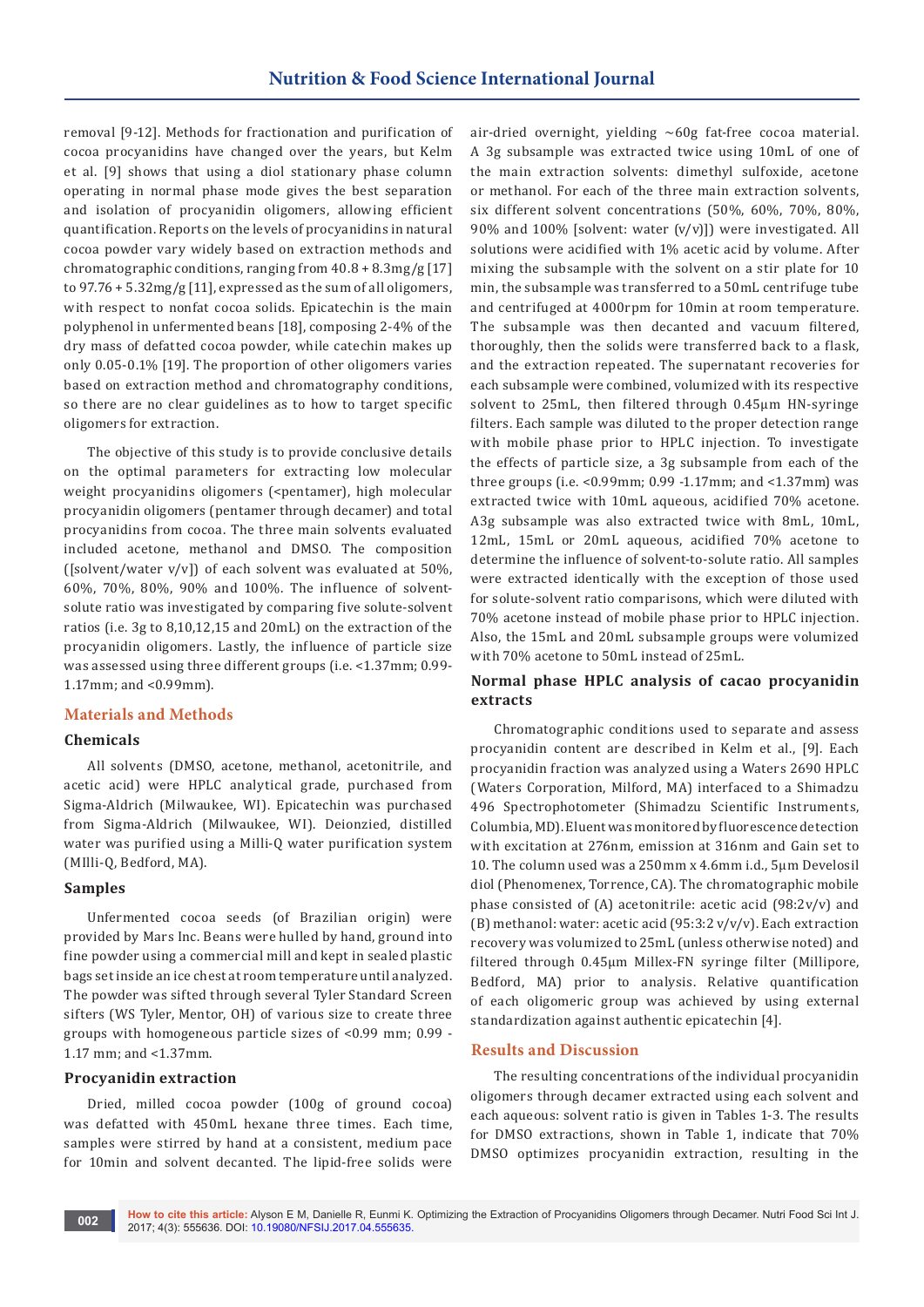removal [9-12]. Methods for fractionation and purification of cocoa procyanidins have changed over the years, but Kelm et al. [9] shows that using a diol stationary phase column operating in normal phase mode gives the best separation and isolation of procyanidin oligomers, allowing efficient quantification. Reports on the levels of procyanidins in natural cocoa powder vary widely based on extraction methods and chromatographic conditions, ranging from 40.8 + 8.3mg/g [17] to 97.76 + 5.32mg/g [11], expressed as the sum of all oligomers, with respect to nonfat cocoa solids. Epicatechin is the main polyphenol in unfermented beans [18], composing 2-4% of the dry mass of defatted cocoa powder, while catechin makes up only 0.05-0.1% [19]. The proportion of other oligomers varies based on extraction method and chromatography conditions, so there are no clear guidelines as to how to target specific oligomers for extraction.

The objective of this study is to provide conclusive details on the optimal parameters for extracting low molecular weight procyanidins oligomers (<pentamer), high molecular procyanidin oligomers (pentamer through decamer) and total procyanidins from cocoa. The three main solvents evaluated included acetone, methanol and DMSO. The composition ([solvent/water v/v]) of each solvent was evaluated at 50%, 60%, 70%, 80%, 90% and 100%. The influence of solvent-solute ratio was investigated by comparing five solute-solvent ratios (i.e. 3g to 8,10,12,15 and 20mL) on the extraction of the procyanidin oligomers. Lastly, the influence of particle size was assessed using three different groups (i.e. <1.37mm; 0.99-1.17mm; and <0.99mm).

## Materials and Methods

### Chemicals

All solvents (DMSO, acetone, methanol, acetonitrile, and acetic acid) were HPLC analytical grade, purchased from Sigma-Aldrich (Milwaukee, WI). Epicatechin was purchased from Sigma-Aldrich (Milwaukee, WI). Deionzied, distilled water was purified using a Milli-Q water purification system (MIlli-Q, Bedford, MA).

### Samples

Unfermented cocoa seeds (of Brazilian origin) were provided by Mars Inc. Beans were hulled by hand, ground into fine powder using a commercial mill and kept in sealed plastic bags set inside an ice chest at room temperature until analyzed. The powder was sifted through several Tyler Standard Screen sifters (WS Tyler, Mentor, OH) of various size to create three groups with homogeneous particle sizes of <0.99 mm; 0.99 - 1.17 mm; and <1.37mm.

### Procyanidin extraction

Dried, milled cocoa powder (100g of ground cocoa) was defatted with 450mL hexane three times. Each time, samples were stirred by hand at a consistent, medium pace for 10min and solvent decanted. The lipid-free solids were air-dried overnight, yielding ~60g fat-free cocoa material. A 3g subsample was extracted twice using 10mL of one of the main extraction solvents: dimethyl sulfoxide, acetone or methanol. For each of the three main extraction solvents, six different solvent concentrations (50%, 60%, 70%, 80%, 90% and 100% [solvent: water (v/v)]) were investigated. All solutions were acidified with 1% acetic acid by volume. After mixing the subsample with the solvent on a stir plate for 10 min, the subsample was transferred to a 50mL centrifuge tube and centrifuged at 4000rpm for 10min at room temperature. The subsample was then decanted and vacuum filtered, thoroughly, then the solids were transferred back to a flask, and the extraction repeated. The supernatant recoveries for each subsample were combined, volumized with its respective solvent to 25mL, then filtered through 0.45µm HN-syringe filters. Each sample was diluted to the proper detection range with mobile phase prior to HPLC injection. To investigate the effects of particle size, a 3g subsample from each of the three groups (i.e. <0.99mm; 0.99 -1.17mm; and <1.37mm) was extracted twice with 10mL aqueous, acidified 70% acetone. A3g subsample was also extracted twice with 8mL, 10mL, 12mL, 15mL or 20mL aqueous, acidified 70% acetone to determine the influence of solvent-to-solute ratio. All samples were extracted identically with the exception of those used for solute-solvent ratio comparisons, which were diluted with 70% acetone instead of mobile phase prior to HPLC injection. Also, the 15mL and 20mL subsample groups were volumized with 70% acetone to 50mL instead of 25mL.

### Normal phase HPLC analysis of cacao procyanidin extracts

Chromatographic conditions used to separate and assess procyanidin content are described in Kelm et al., [9]. Each procyanidin fraction was analyzed using a Waters 2690 HPLC (Waters Corporation, Milford, MA) interfaced to a Shimadzu 496 Spectrophotometer (Shimadzu Scientific Instruments, Columbia, MD). Eluent was monitored by fluorescence detection with excitation at 276nm, emission at 316nm and Gain set to 10. The column used was a 250mm x 4.6mm i.d., 5µm Develosil diol (Phenomenex, Torrence, CA). The chromatographic mobile phase consisted of (A) acetonitrile: acetic acid (98:2v/v) and (B) methanol: water: acetic acid (95:3:2 v/v/v). Each extraction recovery was volumized to 25mL (unless otherwise noted) and filtered through 0.45µm Millex-FN syringe filter (Millipore, Bedford, MA) prior to analysis. Relative quantification of each oligomeric group was achieved by using external standardization against authentic epicatechin [4].

## Results and Discussion

The resulting concentrations of the individual procyanidin oligomers through decamer extracted using each solvent and each aqueous: solvent ratio is given in Tables 1-3. The results for DMSO extractions, shown in Table 1, indicate that 70% DMSO optimizes procyanidin extraction, resulting in the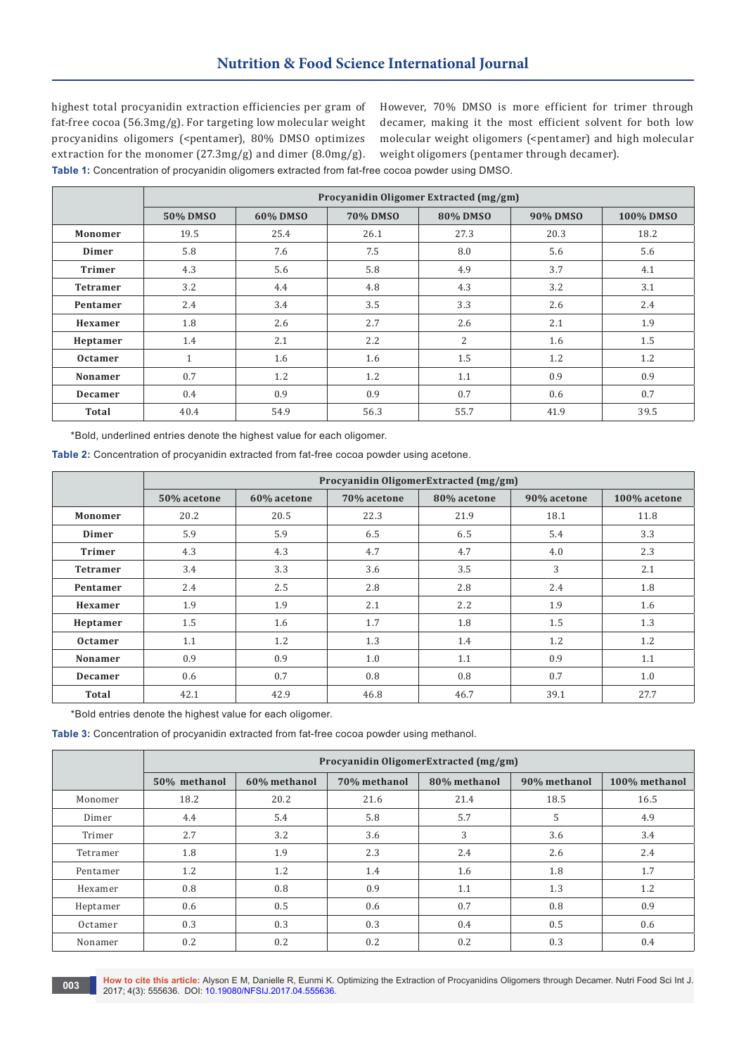highest total procyanidin extraction efficiencies per gram of fat-free cocoa (56.3mg/g). For targeting low molecular weight procyanidins oligomers (<pentamer), 80% DMSO optimizes extraction for the monomer (27.3mg/g) and dimer (8.0mg/g). However, 70% DMSO is more efficient for trimer through decamer, making it the most efficient solvent for both low molecular weight oligomers (<pentamer) and high molecular weight oligomers (pentamer through decamer).

**Table 1:** Concentration of procyanidin oligomers extracted from fat-free cocoa powder using DMSO.

| | Procyanidin Oligomer Extracted (mg/gm) | | | | | |
|---|---|---|---|---|---|---|
| | 50% DMSO | 60% DMSO | 70% DMSO | 80% DMSO | 90% DMSO | 100% DMSO |
| **Monomer** | 19.5 | 25.4 | 26.1 | 27.3 | 20.3 | 18.2 |
| **Dimer** | 5.8 | 7.6 | 7.5 | 8.0 | 5.6 | 5.6 |
| **Trimer** | 4.3 | 5.6 | 5.8 | 4.9 | 3.7 | 4.1 |
| **Tetramer** | 3.2 | 4.4 | 4.8 | 4.3 | 3.2 | 3.1 |
| **Pentamer** | 2.4 | 3.4 | 3.5 | 3.3 | 2.6 | 2.4 |
| **Hexamer** | 1.8 | 2.6 | 2.7 | 2.6 | 2.1 | 1.9 |
| **Heptamer** | 1.4 | 2.1 | 2.2 | 2 | 1.6 | 1.5 |
| **Octamer** | 1 | 1.6 | 1.6 | 1.5 | 1.2 | 1.2 |
| **Nonamer** | 0.7 | 1.2 | 1.2 | 1.1 | 0.9 | 0.9 |
| **Decamer** | 0.4 | 0.9 | 0.9 | 0.7 | 0.6 | 0.7 |
| **Total** | 40.4 | 54.9 | 56.3 | 55.7 | 41.9 | 39.5 |

*Bold, underlined entries denote the highest value for each oligomer.

**Table 2:** Concentration of procyanidin extracted from fat-free cocoa powder using acetone.

| | Procyanidin OligomerExtracted (mg/gm) | | | | | |
|---|---|---|---|---|---|---|
| | 50% acetone | 60% acetone | 70% acetone | 80% acetone | 90% acetone | 100% acetone |
| **Monomer** | 20.2 | 20.5 | 22.3 | 21.9 | 18.1 | 11.8 |
| **Dimer** | 5.9 | 5.9 | 6.5 | 6.5 | 5.4 | 3.3 |
| **Trimer** | 4.3 | 4.3 | 4.7 | 4.7 | 4.0 | 2.3 |
| **Tetramer** | 3.4 | 3.3 | 3.6 | 3.5 | 3 | 2.1 |
| **Pentamer** | 2.4 | 2.5 | 2.8 | 2.8 | 2.4 | 1.8 |
| **Hexamer** | 1.9 | 1.9 | 2.1 | 2.2 | 1.9 | 1.6 |
| **Heptamer** | 1.5 | 1.6 | 1.7 | 1.8 | 1.5 | 1.3 |
| **Octamer** | 1.1 | 1.2 | 1.3 | 1.4 | 1.2 | 1.2 |
| **Nonamer** | 0.9 | 0.9 | 1.0 | 1.1 | 0.9 | 1.1 |
| **Decamer** | 0.6 | 0.7 | 0.8 | 0.8 | 0.7 | 1.0 |
| **Total** | 42.1 | 42.9 | 46.8 | 46.7 | 39.1 | 27.7 |

*Bold entries denote the highest value for each oligomer.

**Table 3:** Concentration of procyanidin extracted from fat-free cocoa powder using methanol.

| | Procyanidin OligomerExtracted (mg/gm) | | | | | |
|---|---|---|---|---|---|---|
| | 50% methanol | 60% methanol | 70% methanol | 80% methanol | 90% methanol | 100% methanol |
| Monomer | 18.2 | 20.2 | 21.6 | 21.4 | 18.5 | 16.5 |
| Dimer | 4.4 | 5.4 | 5.8 | 5.7 | 5 | 4.9 |
| Trimer | 2.7 | 3.2 | 3.6 | 3 | 3.6 | 3.4 |
| Tetramer | 1.8 | 1.9 | 2.3 | 2.4 | 2.6 | 2.4 |
| Pentamer | 1.2 | 1.2 | 1.4 | 1.6 | 1.8 | 1.7 |
| Hexamer | 0.8 | 0.8 | 0.9 | 1.1 | 1.3 | 1.2 |
| Heptamer | 0.6 | 0.5 | 0.6 | 0.7 | 0.8 | 0.9 |
| Octamer | 0.3 | 0.3 | 0.3 | 0.4 | 0.5 | 0.6 |
| Nonamer | 0.2 | 0.2 | 0.2 | 0.2 | 0.3 | 0.4 |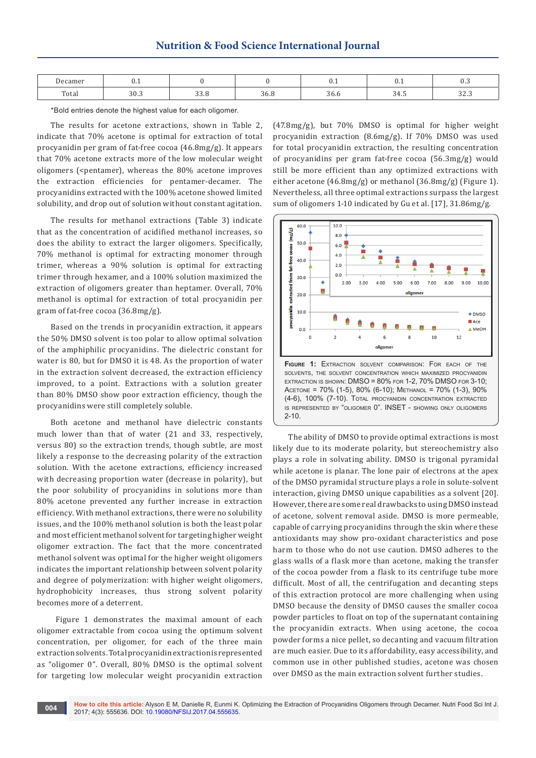| Decamer | 0.1 | 0 | 0 | 0.1 | 0.1 | 0.3 |
|---|---|---|---|---|---|---|
| Total | 30.3 | 33.8 | 36.8 | 36.6 | 34.5 | 32.3 |

*Bold entries denote the highest value for each oligomer.

The results for acetone extractions, shown in Table 2, indicate that 70% acetone is optimal for extraction of total procyanidin per gram of fat-free cocoa (46.8mg/g). It appears that 70% acetone extracts more of the low molecular weight oligomers (<pentamer), whereas the 80% acetone improves the extraction efficiencies for pentamer-decamer. The procyanidins extracted with the 100% acetone showed limited solubility, and drop out of solution without constant agitation.

The results for methanol extractions (Table 3) indicate that as the concentration of acidified methanol increases, so does the ability to extract the larger oligomers. Specifically, 70% methanol is optimal for extracting monomer through trimer, whereas a 90% solution is optimal for extracting trimer through hexamer, and a 100% solution maximized the extraction of oligomers greater than heptamer. Overall, 70% methanol is optimal for extraction of total procyanidin per gram of fat-free cocoa (36.8mg/g).

Based on the trends in procyanidin extraction, it appears the 50% DMSO solvent is too polar to allow optimal solvation of the amphiphilic procyanidins. The dielectric constant for water is 80, but for DMSO it is 48. As the proportion of water in the extraction solvent decreased, the extraction efficiency improved, to a point. Extractions with a solution greater than 80% DMSO show poor extraction efficiency, though the procyanidins were still completely soluble.

Both acetone and methanol have dielectric constants much lower than that of water (21 and 33, respectively, versus 80) so the extraction trends, though subtle, are most likely a response to the decreasing polarity of the extraction solution. With the acetone extractions, efficiency increased with decreasing proportion water (decrease in polarity), but the poor solubility of procyanidins in solutions more than 80% acetone prevented any further increase in extraction efficiency. With methanol extractions, there were no solubility issues, and the 100% methanol solution is both the least polar and most efficient methanol solvent for targeting higher weight oligomer extraction. The fact that the more concentrated methanol solvent was optimal for the higher weight oligomers indicates the important relationship between solvent polarity and degree of polymerization: with higher weight oligomers, hydrophobicity increases, thus strong solvent polarity becomes more of a deterrent.

Figure 1 demonstrates the maximal amount of each oligomer extractable from cocoa using the optimum solvent concentration, per oligomer, for each of the three main extraction solvents. Total procyanidin extraction is represented as "oligomer 0". Overall, 80% DMSO is the optimal solvent for targeting low molecular weight procyanidin extraction (47.8mg/g), but 70% DMSO is optimal for higher weight procyanidin extraction (8.6mg/g). If 70% DMSO was used for total procyanidin extraction, the resulting concentration of procyanidins per gram fat-free cocoa (56.3mg/g) would still be more efficient than any optimized extractions with either acetone (46.8mg/g) or methanol (36.8mg/g) (Figure 1). Nevertheless, all three optimal extractions surpass the largest sum of oligomers 1-10 indicated by Gu et al. [17], 31.86mg/g.

**Figure 1:** Extraction solvent comparison: For each of the solvents, the solvent concentration which maximized procyanidin extraction is shown: DMSO = 80% for 1-2, 70% DMSO for 3-10; Acetone = 70% (1-5), 80% (6-10); Methanol = 70% (1-3), 90% (4-6), 100% (7-10). Total procyanidin concentration extracted is represented by "oligomer 0". INSET - showing only oligomers 2-10.

The ability of DMSO to provide optimal extractions is most likely due to its moderate polarity, but stereochemistry also plays a role in solvating ability. DMSO is trigonal pyramidal while acetone is planar. The lone pair of electrons at the apex of the DMSO pyramidal structure plays a role in solute-solvent interaction, giving DMSO unique capabilities as a solvent [20]. However, there are some real drawbacks to using DMSO instead of acetone, solvent removal aside. DMSO is more permeable, capable of carrying procyanidins through the skin where these antioxidants may show pro-oxidant characteristics and pose harm to those who do not use caution. DMSO adheres to the glass walls of a flask more than acetone, making the transfer of the cocoa powder from a flask to its centrifuge tube more difficult. Most of all, the centrifugation and decanting steps of this extraction protocol are more challenging when using DMSO because the density of DMSO causes the smaller cocoa powder particles to float on top of the supernatant containing the procyanidin extracts. When using acetone, the cocoa powder forms a nice pellet, so decanting and vacuum filtration are much easier. Due to its affordability, easy accessibility, and common use in other published studies, acetone was chosen over DMSO as the main extraction solvent further studies.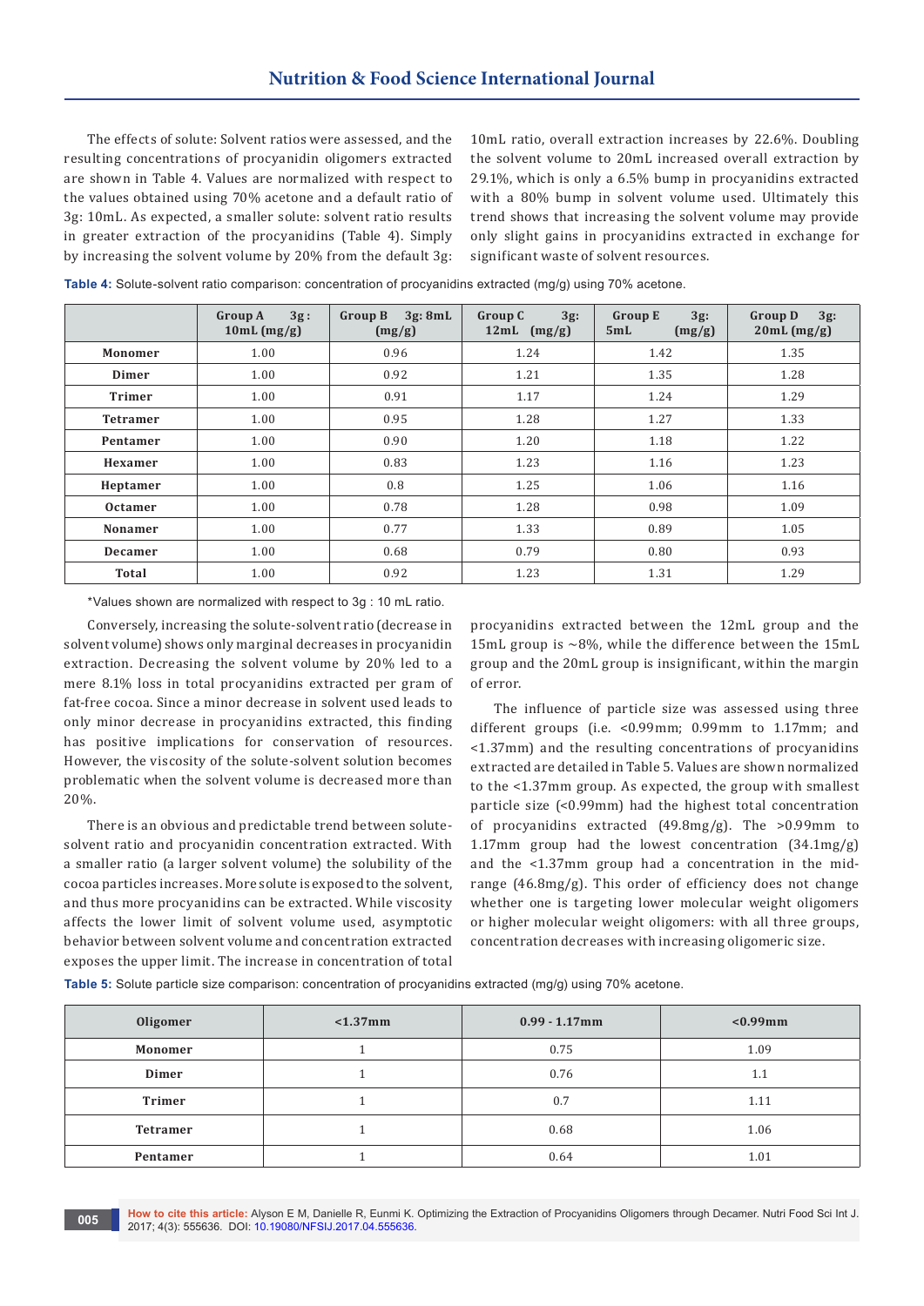The effects of solute: Solvent ratios were assessed, and the resulting concentrations of procyanidin oligomers extracted are shown in Table 4. Values are normalized with respect to the values obtained using 70% acetone and a default ratio of 3g: 10mL. As expected, a smaller solute: solvent ratio results in greater extraction of the procyanidins (Table 4). Simply by increasing the solvent volume by 20% from the default 3g: 10mL ratio, overall extraction increases by 22.6%. Doubling the solvent volume to 20mL increased overall extraction by 29.1%, which is only a 6.5% bump in procyanidins extracted with a 80% bump in solvent volume used. Ultimately this trend shows that increasing the solvent volume may provide only slight gains in procyanidins extracted in exchange for significant waste of solvent resources.

**Table 4:** Solute-solvent ratio comparison: concentration of procyanidins extracted (mg/g) using 70% acetone.

| | Group A 3g: 10mL (mg/g) | Group B 3g: 8mL (mg/g) | Group C 3g: 12mL (mg/g) | Group E 3g: 5mL (mg/g) | Group D 3g: 20mL (mg/g) |
|---|---|---|---|---|---|
| **Monomer** | 1.00 | 0.96 | 1.24 | 1.42 | 1.35 |
| **Dimer** | 1.00 | 0.92 | 1.21 | 1.35 | 1.28 |
| **Trimer** | 1.00 | 0.91 | 1.17 | 1.24 | 1.29 |
| **Tetramer** | 1.00 | 0.95 | 1.28 | 1.27 | 1.33 |
| **Pentamer** | 1.00 | 0.90 | 1.20 | 1.18 | 1.22 |
| **Hexamer** | 1.00 | 0.83 | 1.23 | 1.16 | 1.23 |
| **Heptamer** | 1.00 | 0.8 | 1.25 | 1.06 | 1.16 |
| **Octamer** | 1.00 | 0.78 | 1.28 | 0.98 | 1.09 |
| **Nonamer** | 1.00 | 0.77 | 1.33 | 0.89 | 1.05 |
| **Decamer** | 1.00 | 0.68 | 0.79 | 0.80 | 0.93 |
| **Total** | 1.00 | 0.92 | 1.23 | 1.31 | 1.29 |

*Values shown are normalized with respect to 3g : 10 mL ratio.

Conversely, increasing the solute-solvent ratio (decrease in solvent volume) shows only marginal decreases in procyanidin extraction. Decreasing the solvent volume by 20% led to a mere 8.1% loss in total procyanidins extracted per gram of fat-free cocoa. Since a minor decrease in solvent used leads to only minor decrease in procyanidins extracted, this finding has positive implications for conservation of resources. However, the viscosity of the solute-solvent solution becomes problematic when the solvent volume is decreased more than 20%.

There is an obvious and predictable trend between solute-solvent ratio and procyanidin concentration extracted. With a smaller ratio (a larger solvent volume) the solubility of the cocoa particles increases. More solute is exposed to the solvent, and thus more procyanidins can be extracted. While viscosity affects the lower limit of solvent volume used, asymptotic behavior between solvent volume and concentration extracted exposes the upper limit. The increase in concentration of total procyanidins extracted between the 12mL group and the 15mL group is ~8%, while the difference between the 15mL group and the 20mL group is insignificant, within the margin of error.

The influence of particle size was assessed using three different groups (i.e. <0.99mm; 0.99mm to 1.17mm; and <1.37mm) and the resulting concentrations of procyanidins extracted are detailed in Table 5. Values are shown normalized to the <1.37mm group. As expected, the group with smallest particle size (<0.99mm) had the highest total concentration of procyanidins extracted (49.8mg/g). The >0.99mm to 1.17mm group had the lowest concentration (34.1mg/g) and the <1.37mm group had a concentration in the mid-range (46.8mg/g). This order of efficiency does not change whether one is targeting lower molecular weight oligomers or higher molecular weight oligomers: with all three groups, concentration decreases with increasing oligomeric size.

**Table 5:** Solute particle size comparison: concentration of procyanidins extracted (mg/g) using 70% acetone.

| Oligomer | <1.37mm | 0.99 - 1.17mm | <0.99mm |
|---|---|---|---|
| **Monomer** | 1 | 0.75 | 1.09 |
| **Dimer** | 1 | 0.76 | 1.1 |
| **Trimer** | 1 | 0.7 | 1.11 |
| **Tetramer** | 1 | 0.68 | 1.06 |
| **Pentamer** | 1 | 0.64 | 1.01 |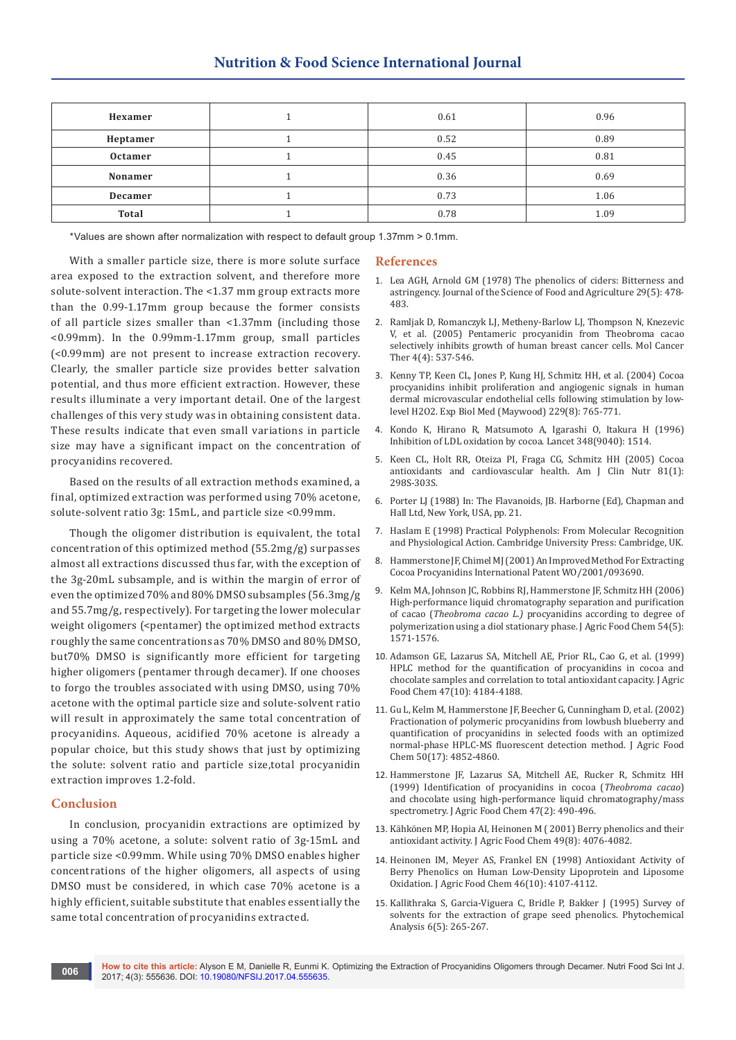| Hexamer | 1 | 0.61 | 0.96 |
|---|---|---|---|
| Heptamer | 1 | 0.52 | 0.89 |
| Octamer | 1 | 0.45 | 0.81 |
| Nonamer | 1 | 0.36 | 0.69 |
| Decamer | 1 | 0.73 | 1.06 |
| Total | 1 | 0.78 | 1.09 |

*Values are shown after normalization with respect to default group 1.37mm > 0.1mm.

With a smaller particle size, there is more solute surface area exposed to the extraction solvent, and therefore more solute-solvent interaction. The <1.37 mm group extracts more than the 0.99-1.17mm group because the former consists of all particle sizes smaller than <1.37mm (including those <0.99mm). In the 0.99mm-1.17mm group, small particles (<0.99mm) are not present to increase extraction recovery. Clearly, the smaller particle size provides better salvation potential, and thus more efficient extraction. However, these results illuminate a very important detail. One of the largest challenges of this very study was in obtaining consistent data. These results indicate that even small variations in particle size may have a significant impact on the concentration of procyanidins recovered.

Based on the results of all extraction methods examined, a final, optimized extraction was performed using 70% acetone, solute-solvent ratio 3g: 15mL, and particle size <0.99mm.

Though the oligomer distribution is equivalent, the total concentration of this optimized method (55.2mg/g) surpasses almost all extractions discussed thus far, with the exception of the 3g-20mL subsample, and is within the margin of error of even the optimized 70% and 80% DMSO subsamples (56.3mg/g and 55.7mg/g, respectively). For targeting the lower molecular weight oligomers (<pentamer) the optimized method extracts roughly the same concentrations as 70% DMSO and 80% DMSO, but70% DMSO is significantly more efficient for targeting higher oligomers (pentamer through decamer). If one chooses to forgo the troubles associated with using DMSO, using 70% acetone with the optimal particle size and solute-solvent ratio will result in approximately the same total concentration of procyanidins. Aqueous, acidified 70% acetone is already a popular choice, but this study shows that just by optimizing the solute: solvent ratio and particle size,total procyanidin extraction improves 1.2-fold.

## Conclusion

In conclusion, procyanidin extractions are optimized by using a 70% acetone, a solute: solvent ratio of 3g-15mL and particle size <0.99mm. While using 70% DMSO enables higher concentrations of the higher oligomers, all aspects of using DMSO must be considered, in which case 70% acetone is a highly efficient, suitable substitute that enables essentially the same total concentration of procyanidins extracted.

## References

1. Lea AGH, Arnold GM (1978) The phenolics of ciders: Bitterness and astringency. Journal of the Science of Food and Agriculture 29(5): 478-483.
2. Ramljak D, Romanczyk LJ, Metheny-Barlow LJ, Thompson N, Knezevic V, et al. (2005) Pentameric procyanidin from Theobroma cacao selectively inhibits growth of human breast cancer cells. Mol Cancer Ther 4(4): 537-546.
3. Kenny TP, Keen CL, Jones P, Kung HJ, Schmitz HH, et al. (2004) Cocoa procyanidins inhibit proliferation and angiogenic signals in human dermal microvascular endothelial cells following stimulation by low-level H2O2. Exp Biol Med (Maywood) 229(8): 765-771.
4. Kondo K, Hirano R, Matsumoto A, Igarashi O, Itakura H (1996) Inhibition of LDL oxidation by cocoa. Lancet 348(9040): 1514.
5. Keen CL, Holt RR, Oteiza PI, Fraga CG, Schmitz HH (2005) Cocoa antioxidants and cardiovascular health. Am J Clin Nutr 81(1): 298S-303S.
6. Porter LJ (1988) In: The Flavanoids, JB. Harborne (Ed), Chapman and Hall Ltd, New York, USA, pp. 21.
7. Haslam E (1998) Practical Polyphenols: From Molecular Recognition and Physiological Action. Cambridge University Press: Cambridge, UK.
8. Hammerstone JF, Chimel MJ (2001) An Improved Method For Extracting Cocoa Procyanidins International Patent WO/2001/093690.
9. Kelm MA, Johnson JC, Robbins RJ, Hammerstone JF, Schmitz HH (2006) High-performance liquid chromatography separation and purification of cacao (*Theobroma cacao L.)* procyanidins according to degree of polymerization using a diol stationary phase. J Agric Food Chem 54(5): 1571-1576.
10. Adamson GE, Lazarus SA, Mitchell AE, Prior RL, Cao G, et al. (1999) HPLC method for the quantification of procyanidins in cocoa and chocolate samples and correlation to total antioxidant capacity. J Agric Food Chem 47(10): 4184-4188.
11. Gu L, Kelm M, Hammerstone JF, Beecher G, Cunningham D, et al. (2002) Fractionation of polymeric procyanidins from lowbush blueberry and quantification of procyanidins in selected foods with an optimized normal-phase HPLC-MS fluorescent detection method. J Agric Food Chem 50(17): 4852-4860.
12. Hammerstone JF, Lazarus SA, Mitchell AE, Rucker R, Schmitz HH (1999) Identification of procyanidins in cocoa (*Theobroma cacao*) and chocolate using high-performance liquid chromatography/mass spectrometry. J Agric Food Chem 47(2): 490-496.
13. Kähkönen MP, Hopia AI, Heinonen M ( 2001) Berry phenolics and their antioxidant activity. J Agric Food Chem 49(8): 4076-4082.
14. Heinonen IM, Meyer AS, Frankel EN (1998) Antioxidant Activity of Berry Phenolics on Human Low-Density Lipoprotein and Liposome Oxidation. J Agric Food Chem 46(10): 4107-4112.
15. Kallithraka S, Garcia-Viguera C, Bridle P, Bakker J (1995) Survey of solvents for the extraction of grape seed phenolics. Phytochemical Analysis 6(5): 265-267.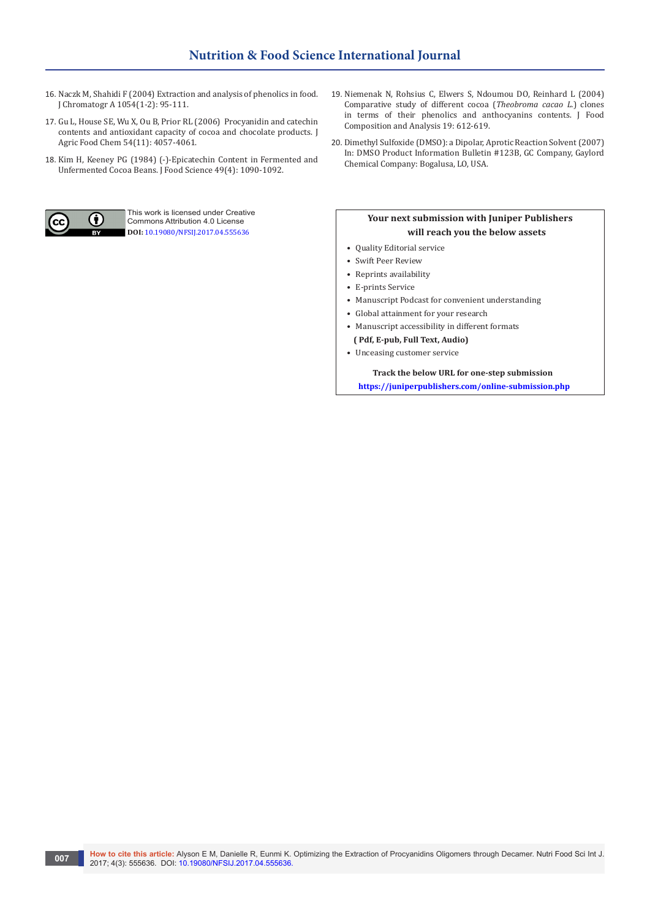16. Naczk M, Shahidi F (2004) Extraction and analysis of phenolics in food. J Chromatogr A 1054(1-2): 95-111.
17. Gu L, House SE, Wu X, Ou B, Prior RL (2006) Procyanidin and catechin contents and antioxidant capacity of cocoa and chocolate products. J Agric Food Chem 54(11): 4057-4061.
18. Kim H, Keeney PG (1984) (-)-Epicatechin Content in Fermented and Unfermented Cocoa Beans. J Food Science 49(4): 1090-1092.
19. Niemenak N, Rohsius C, Elwers S, Ndoumou DO, Reinhard L (2004) Comparative study of different cocoa (*Theobroma cacao L.*) clones in terms of their phenolics and anthocyanins contents. J Food Composition and Analysis 19: 612-619.
20. Dimethyl Sulfoxide (DMSO): a Dipolar, Aprotic Reaction Solvent (2007) In: DMSO Product Information Bulletin #123B, GC Company, Gaylord Chemical Company: Bogalusa, LO, USA.

This work is licensed under Creative Commons Attribution 4.0 License
**DOI:** 10.19080/NFSIJ.2017.04.555636

**Your next submission with Juniper Publishers will reach you the below assets**

- Quality Editorial service
- Swift Peer Review
- Reprints availability
- E-prints Service
- Manuscript Podcast for convenient understanding
- Global attainment for your research
- Manuscript accessibility in different formats
  **( Pdf, E-pub, Full Text, Audio)**
- Unceasing customer service

**Track the below URL for one-step submission**
**https://juniperpublishers.com/online-submission.php**

**How to cite this article:** Alyson E M, Danielle R, Eunmi K. Optimizing the Extraction of Procyanidins Oligomers through Decamer. Nutri Food Sci Int J. 2017; 4(3): 555636. DOI: 10.19080/NFSIJ.2017.04.555636.